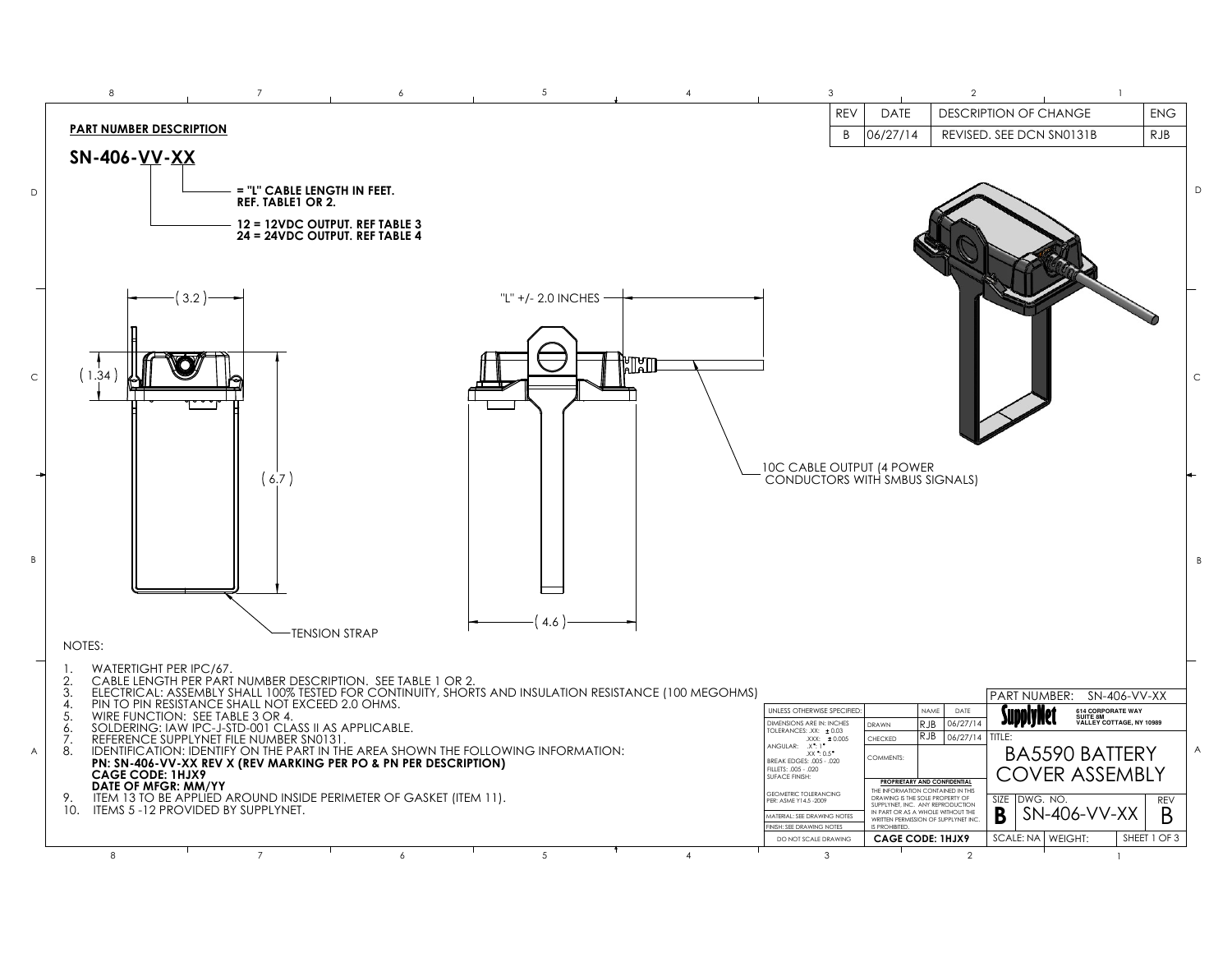| REV | DATE | DESCRIPTION OF CHANGE | ENG |
| --- | --- | --- | --- |
| B | 06/27/14 | REVISED. SEE DCN SN0131B | RJB |

**PART NUMBER DESCRIPTION**

**SN-406-VV-XX**

- XX = "L" CABLE LENGTH IN FEET. REF. TABLE1 OR 2.
- VV: 12 = 12VDC OUTPUT. REF TABLE 3; 24 = 24VDC OUTPUT. REF TABLE 4

( 3.2 )

( 1.34 )

( 6.7 )

TENSION STRAP

"L" +/- 2.0 INCHES

( 4.6 )

10C CABLE OUTPUT (4 POWER CONDUCTORS WITH SMBUS SIGNALS)

NOTES:

1. WATERTIGHT PER IPC/67.
2. CABLE LENGTH PER PART NUMBER DESCRIPTION. SEE TABLE 1 OR 2.
3. ELECTRICAL: ASSEMBLY SHALL 100% TESTED FOR CONTINUITY, SHORTS AND INSULATION RESISTANCE (100 MEGOHMS)
4. PIN TO PIN RESISTANCE SHALL NOT EXCEED 2.0 OHMS.
5. WIRE FUNCTION: SEE TABLE 3 OR 4.
6. SOLDERING: IAW IPC-J-STD-001 CLASS II AS APPLICABLE.
7. REFERENCE SUPPLYNET FILE NUMBER SN0131.
8. IDENTIFICATION: IDENTIFY ON THE PART IN THE AREA SHOWN THE FOLLOWING INFORMATION:
   **PN: SN-406-VV-XX REV X (REV MARKING PER PO & PN PER DESCRIPTION)**
   **CAGE CODE: 1HJX9**
   **DATE OF MFGR: MM/YY**
9. ITEM 13 TO BE APPLIED AROUND INSIDE PERIMETER OF GASKET (ITEM 11).
10. ITEMS 5 -12 PROVIDED BY SUPPLYNET.

UNLESS OTHERWISE SPECIFIED:
DIMENSIONS ARE IN: INCHES
TOLERANCES: .XX: ± 0.03; .XXX: ± 0.005
ANGULAR: .X° ; 1°; .XX °: 0.5°
BREAK EDGES: .005 - .020
FILLETS: .005 - .020
SUFACE FINISH:
GEOMETRIC TOLERANCING PER: ASME Y14.5 -2009
MATERIAL: SEE DRAWING NOTES
FINISH: SEE DRAWING NOTES
DO NOT SCALE DRAWING

| | NAME | DATE |
| --- | --- | --- |
| DRAWN | RJB | 06/27/14 |
| CHECKED | RJB | 06/27/14 |
| COMMENTS: | | |

**PROPRIETARY AND CONFIDENTIAL**
THE INFORMATION CONTAINED IN THIS DRAWING IS THE SOLE PROPERTY OF SUPPLYNET, INC. ANY REPRODUCTION IN PART OR AS A WHOLE WITHOUT THE WRITTEN PERMISSION OF SUPPLYNET INC. IS PROHIBITED.

**CAGE CODE: 1HJX9**

PART NUMBER: SN-406-VV-XX

SupplyNet — 614 CORPORATE WAY, SUITE 8M, VALLEY COTTAGE, NY 10989

TITLE: BA5590 BATTERY COVER ASSEMBLY

SIZE: B | DWG. NO.: SN-406-VV-XX | REV: B

SCALE: NA | WEIGHT: | SHEET 1 OF 3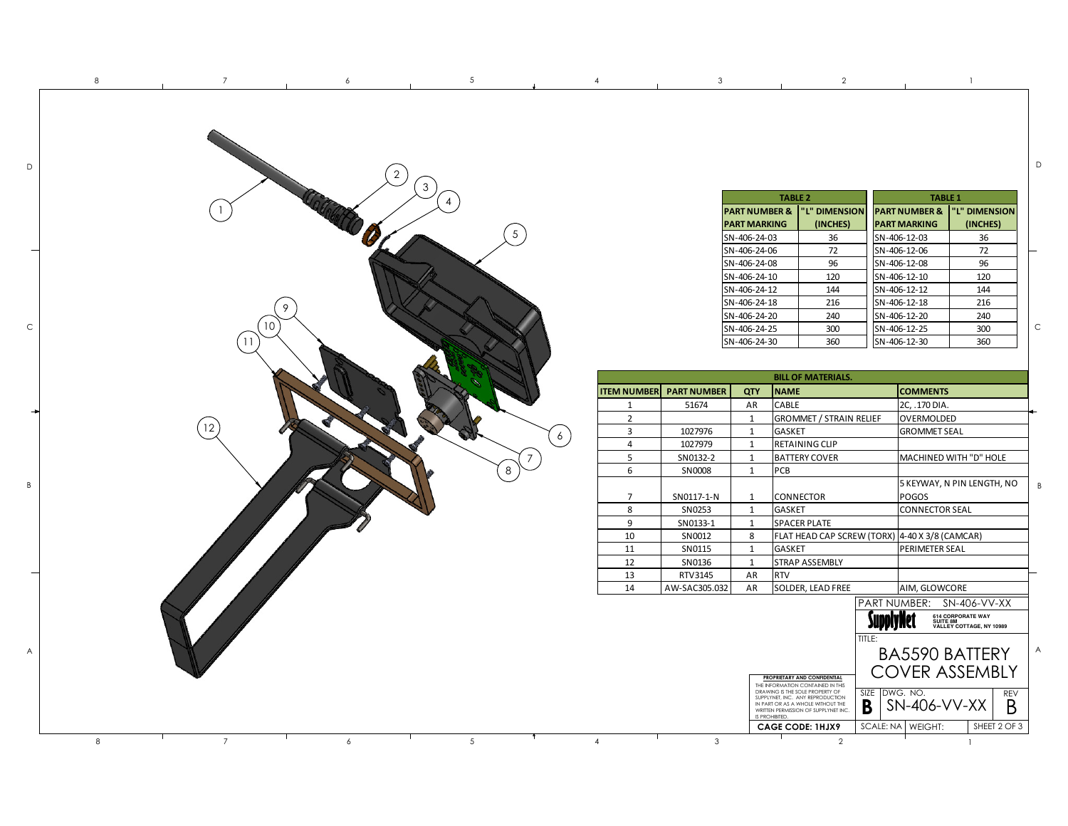**TABLE 2**

| PART NUMBER & PART MARKING | "L" DIMENSION (INCHES) |
|---|---|
| SN-406-24-03 | 36 |
| SN-406-24-06 | 72 |
| SN-406-24-08 | 96 |
| SN-406-24-10 | 120 |
| SN-406-24-12 | 144 |
| SN-406-24-18 | 216 |
| SN-406-24-20 | 240 |
| SN-406-24-25 | 300 |
| SN-406-24-30 | 360 |

**TABLE 1**

| PART NUMBER & PART MARKING | "L" DIMENSION (INCHES) |
|---|---|
| SN-406-12-03 | 36 |
| SN-406-12-06 | 72 |
| SN-406-12-08 | 96 |
| SN-406-12-10 | 120 |
| SN-406-12-12 | 144 |
| SN-406-12-18 | 216 |
| SN-406-12-20 | 240 |
| SN-406-12-25 | 300 |
| SN-406-12-30 | 360 |

**BILL OF MATERIALS.**

| ITEM NUMBER | PART NUMBER | QTY | NAME | COMMENTS |
|---|---|---|---|---|
| 1 | 51674 | AR | CABLE | 2C, .170 DIA. |
| 2 | | 1 | GROMMET / STRAIN RELIEF | OVERMOLDED |
| 3 | 1027976 | 1 | GASKET | GROMMET SEAL |
| 4 | 1027979 | 1 | RETAINING CLIP | |
| 5 | SN0132-2 | 1 | BATTERY COVER | MACHINED WITH "D" HOLE |
| 6 | SN0008 | 1 | PCB | |
| 7 | SN0117-1-N | 1 | CONNECTOR | 5 KEYWAY, N PIN LENGTH, NO POGOS |
| 8 | SN0253 | 1 | GASKET | CONNECTOR SEAL |
| 9 | SN0133-1 | 1 | SPACER PLATE | |
| 10 | SN0012 | 8 | FLAT HEAD CAP SCREW (TORX) | 4-40 X 3/8 (CAMCAR) |
| 11 | SN0115 | 1 | GASKET | PERIMETER SEAL |
| 12 | SN0136 | 1 | STRAP ASSEMBLY | |
| 13 | RTV3145 | AR | RTV | |
| 14 | AW-SAC305.032 | AR | SOLDER, LEAD FREE | AIM, GLOWCORE |

PART NUMBER: SN-406-VV-XX

SupplyNet — 614 CORPORATE WAY, SUITE 8M, VALLEY COTTAGE, NY 10989

TITLE: BA5590 BATTERY COVER ASSEMBLY

**PROPRIETARY AND CONFIDENTIAL**
THE INFORMATION CONTAINED IN THIS DRAWING IS THE SOLE PROPERTY OF SUPPLYNET, INC. ANY REPRODUCTION IN PART OR AS A WHOLE WITHOUT THE WRITTEN PERMISSION OF SUPPLYNET INC. IS PROHIBITED.

**CAGE CODE: 1HJX9**

SIZE: B | DWG. NO.: SN-406-VV-XX | REV: B

SCALE: NA | WEIGHT: | SHEET 2 OF 3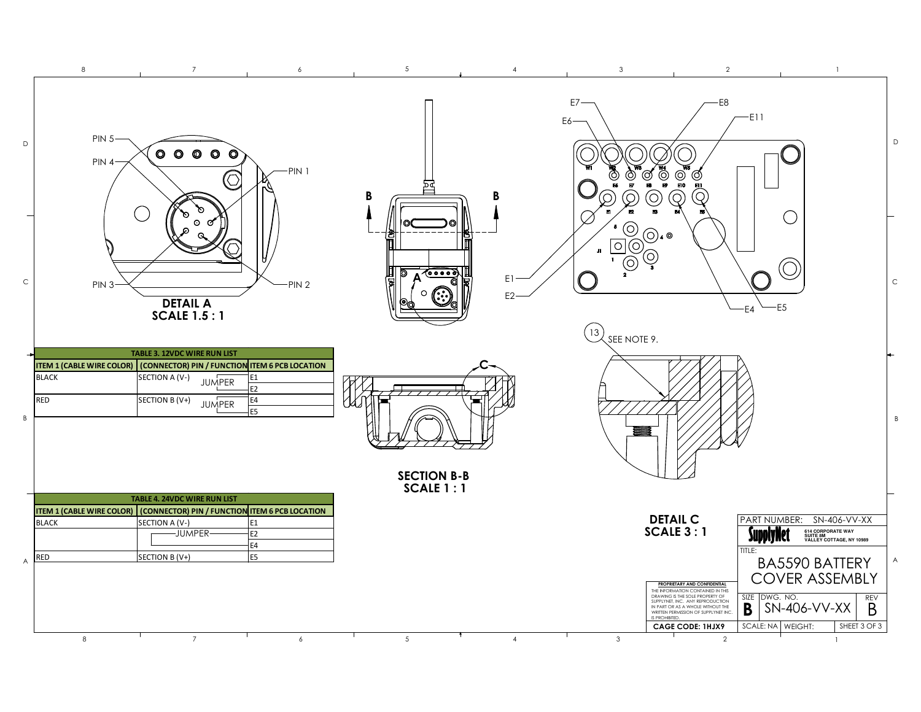PIN 5

PIN 4

PIN 1

PIN 3

PIN 2

**DETAIL A**
**SCALE 1.5 : 1**

B B

A

E7 E8 E11 E6

W1 W2 W3 W4 W5

E6 E7 E8 E9 E10 E11

E1 E2 E3 E4 E5

J1

E1

E2

E4 E5

13 SEE NOTE 9.

C

**SECTION B-B**
**SCALE 1 : 1**

**DETAIL C**
**SCALE 3 : 1**

**TABLE 3. 12VDC WIRE RUN LIST**

| ITEM 1 (CABLE WIRE COLOR) | (CONNECTOR) PIN / FUNCTION | ITEM 6 PCB LOCATION |
|---|---|---|
| BLACK | SECTION A (V-) | E1 |
| | JUMPER | E2 |
| RED | SECTION B (V+) | E4 |
| | JUMPER | E5 |

**TABLE 4. 24VDC WIRE RUN LIST**

| ITEM 1 (CABLE WIRE COLOR) | (CONNECTOR) PIN / FUNCTION | ITEM 6 PCB LOCATION |
|---|---|---|
| BLACK | SECTION A (V-) | E1 |
| | JUMPER | E2 |
| | | E4 |
| RED | SECTION B (V+) | E5 |

**PROPRIETARY AND CONFIDENTIAL**
THE INFORMATION CONTAINED IN THIS DRAWING IS THE SOLE PROPERTY OF SUPPLYNET, INC. ANY REPRODUCTION IN PART OR AS A WHOLE WITHOUT THE WRITTEN PERMISSION OF SUPPLYNET INC. IS PROHIBITED.

**CAGE CODE: 1HJX9**

PART NUMBER: SN-406-VV-XX

SupplyNet
614 CORPORATE WAY
SUITE 8M
VALLEY COTTAGE, NY 10989

TITLE:
BA5590 BATTERY COVER ASSEMBLY

SIZE: B
DWG. NO.: SN-406-VV-XX
REV: B

SCALE: NA
WEIGHT: